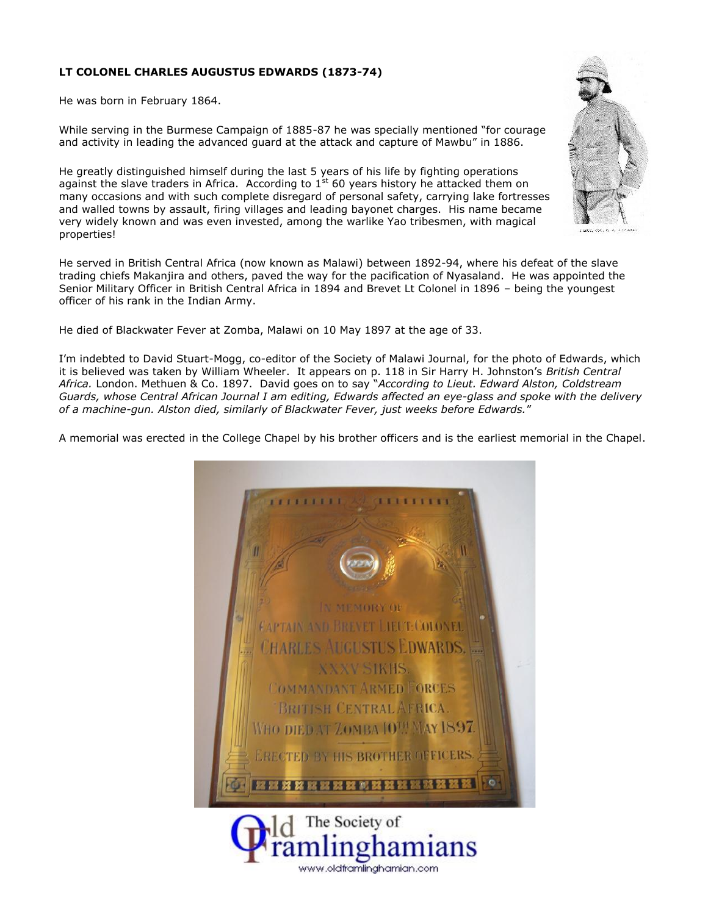**LT COLONEL CHARLES AUGUSTUS EDWARDS (1873-74)**

He was born in February 1864.

While serving in the Burmese Campaign of 1885-87 he was specially mentioned "for courage and activity in leading the advanced guard at the attack and capture of Mawbu" in 1886.

He greatly distinguished himself during the last 5 years of his life by fighting operations against the slave traders in Africa. According to 1st 60 years history he attacked them on many occasions and with such complete disregard of personal safety, carrying lake fortresses and walled towns by assault, firing villages and leading bayonet charges. His name became very widely known and was even invested, among the warlike Yao tribesmen, with magical properties!

He served in British Central Africa (now known as Malawi) between 1892-94, where his defeat of the slave trading chiefs Makanjira and others, paved the way for the pacification of Nyasaland. He was appointed the Senior Military Officer in British Central Africa in 1894 and Brevet Lt Colonel in 1896 – being the youngest officer of his rank in the Indian Army.

He died of Blackwater Fever at Zomba, Malawi on 10 May 1897 at the age of 33.

I'm indebted to David Stuart-Mogg, co-editor of the Society of Malawi Journal, for the photo of Edwards, which it is believed was taken by William Wheeler. It appears on p. 118 in Sir Harry H. Johnston's *British Central Africa.* London. Methuen & Co. 1897. David goes on to say "*According to Lieut. Edward Alston, Coldstream Guards, whose Central African Journal I am editing, Edwards affected an eye-glass and spoke with the delivery of a machine-gun. Alston died, similarly of Blackwater Fever, just weeks before Edwards.*"

A memorial was erected in the College Chapel by his brother officers and is the earliest memorial in the Chapel.

IN MEMORY OF
CAPTAIN AND BREVET LIEUT: COLONEL
CHARLES AUGUSTUS EDWARDS.
XXXV SIKHS.
COMMANDANT ARMED FORCES
BRITISH CENTRAL AFRICA.
WHO DIED AT ZOMBA 10TH MAY 1897.
ERECTED BY HIS BROTHER OFFICERS.

The Society of Old Framlinghamians
www.oldframlinghamian.com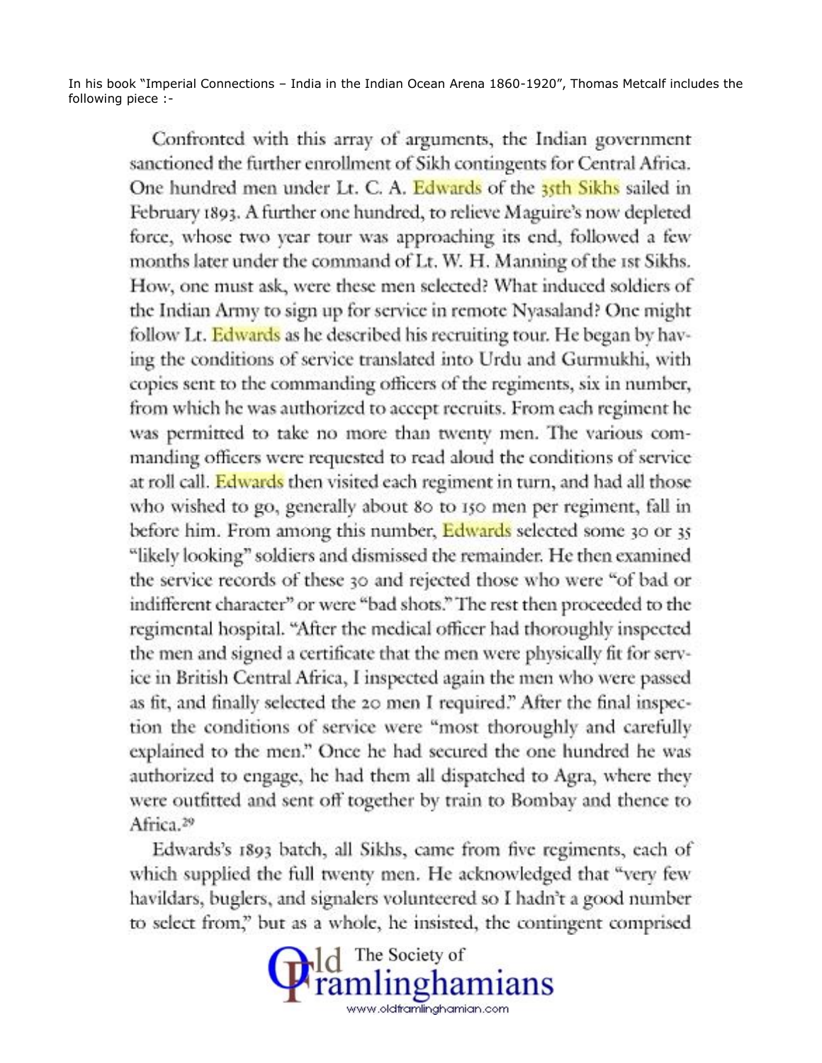In his book "Imperial Connections – India in the Indian Ocean Arena 1860-1920", Thomas Metcalf includes the following piece :-

Confronted with this array of arguments, the Indian government sanctioned the further enrollment of Sikh contingents for Central Africa. One hundred men under Lt. C. A. Edwards of the 35th Sikhs sailed in February 1893. A further one hundred, to relieve Maguire's now depleted force, whose two year tour was approaching its end, followed a few months later under the command of Lt. W. H. Manning of the 1st Sikhs. How, one must ask, were these men selected? What induced soldiers of the Indian Army to sign up for service in remote Nyasaland? One might follow Lt. Edwards as he described his recruiting tour. He began by having the conditions of service translated into Urdu and Gurmukhi, with copies sent to the commanding officers of the regiments, six in number, from which he was authorized to accept recruits. From each regiment he was permitted to take no more than twenty men. The various commanding officers were requested to read aloud the conditions of service at roll call. Edwards then visited each regiment in turn, and had all those who wished to go, generally about 80 to 150 men per regiment, fall in before him. From among this number, Edwards selected some 30 or 35 "likely looking" soldiers and dismissed the remainder. He then examined the service records of these 30 and rejected those who were "of bad or indifferent character" or were "bad shots." The rest then proceeded to the regimental hospital. "After the medical officer had thoroughly inspected the men and signed a certificate that the men were physically fit for service in British Central Africa, I inspected again the men who were passed as fit, and finally selected the 20 men I required." After the final inspection the conditions of service were "most thoroughly and carefully explained to the men." Once he had secured the one hundred he was authorized to engage, he had them all dispatched to Agra, where they were outfitted and sent off together by train to Bombay and thence to Africa.[29]

Edwards's 1893 batch, all Sikhs, came from five regiments, each of which supplied the full twenty men. He acknowledged that "very few havildars, buglers, and signalers volunteered so I hadn't a good number to select from," but as a whole, he insisted, the contingent comprised

The Society of Old Framlinghamians
www.oldframlinghamian.com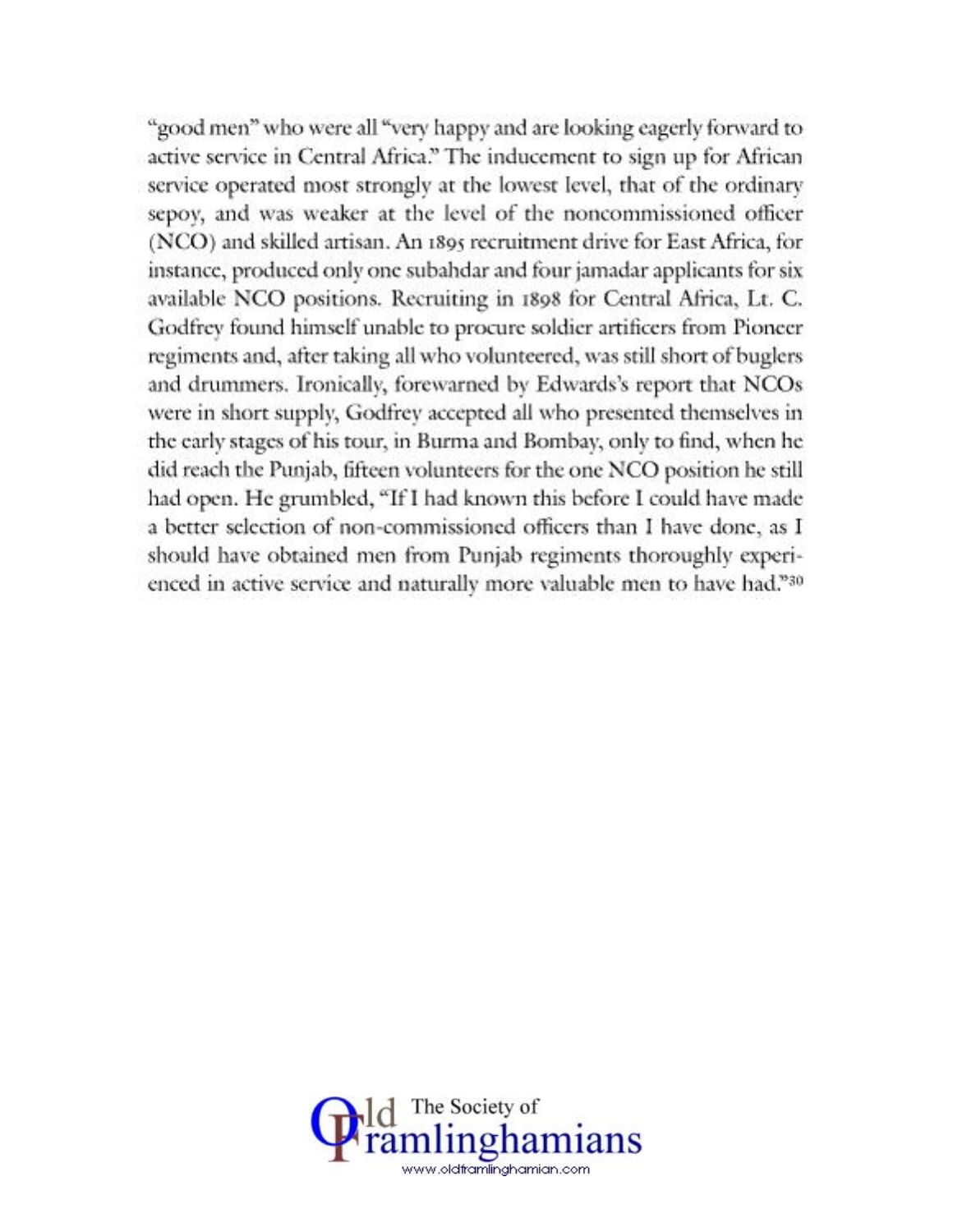"good men" who were all "very happy and are looking eagerly forward to active service in Central Africa." The inducement to sign up for African service operated most strongly at the lowest level, that of the ordinary sepoy, and was weaker at the level of the noncommissioned officer (NCO) and skilled artisan. An 1895 recruitment drive for East Africa, for instance, produced only one subahdar and four jamadar applicants for six available NCO positions. Recruiting in 1898 for Central Africa, Lt. C. Godfrey found himself unable to procure soldier artificers from Pioneer regiments and, after taking all who volunteered, was still short of buglers and drummers. Ironically, forewarned by Edwards's report that NCOs were in short supply, Godfrey accepted all who presented themselves in the early stages of his tour, in Burma and Bombay, only to find, when he did reach the Punjab, fifteen volunteers for the one NCO position he still had open. He grumbled, "If I had known this before I could have made a better selection of non-commissioned officers than I have done, as I should have obtained men from Punjab regiments thoroughly experienced in active service and naturally more valuable men to have had."[30]